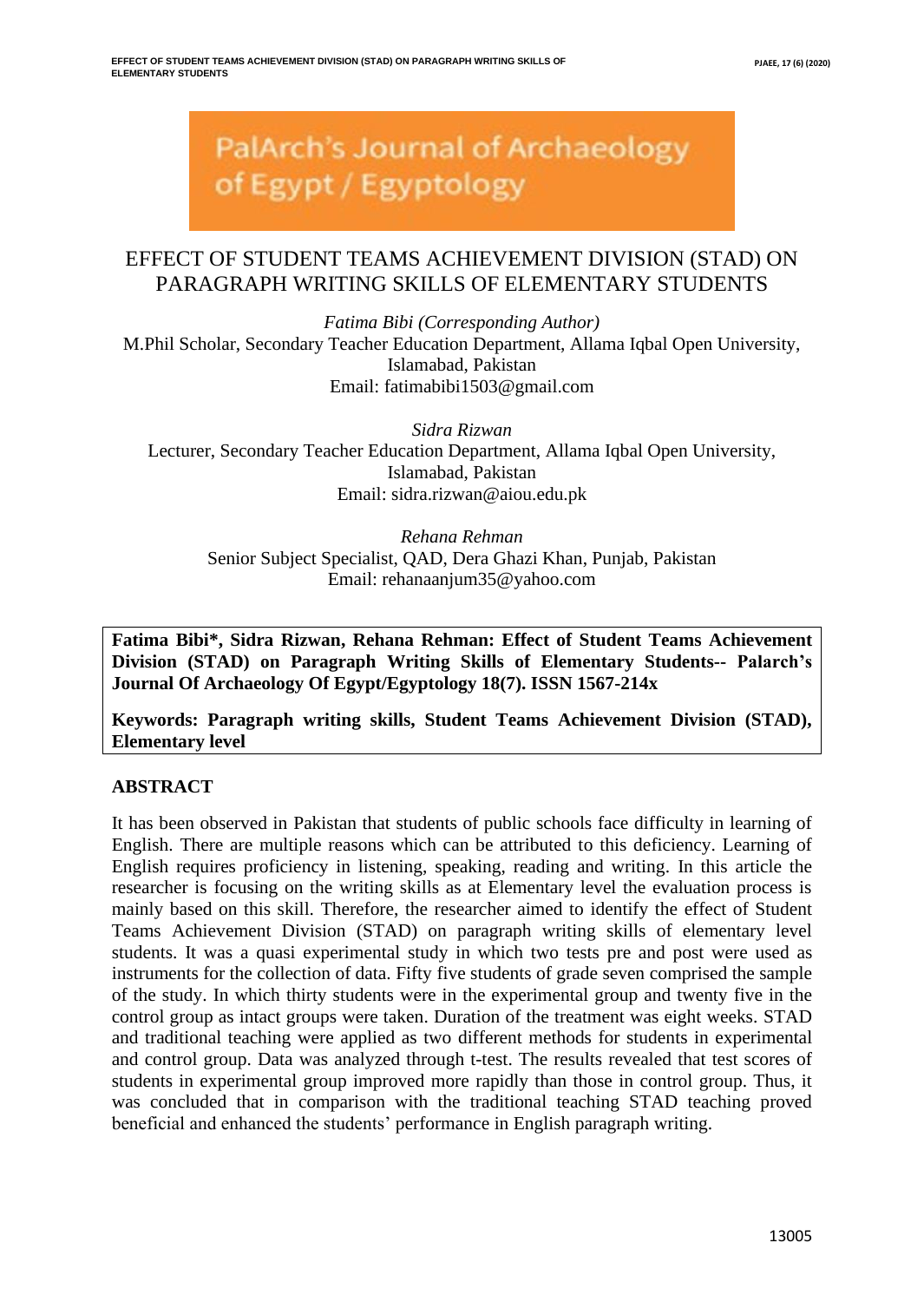PalArch's Journal of Archaeology of Egypt / Egyptology

# EFFECT OF STUDENT TEAMS ACHIEVEMENT DIVISION (STAD) ON PARAGRAPH WRITING SKILLS OF ELEMENTARY STUDENTS

*Fatima Bibi (Corresponding Author)*
M.Phil Scholar, Secondary Teacher Education Department, Allama Iqbal Open University, Islamabad, Pakistan
Email: fatimabibi1503@gmail.com

*Sidra Rizwan*
Lecturer, Secondary Teacher Education Department, Allama Iqbal Open University, Islamabad, Pakistan
Email: sidra.rizwan@aiou.edu.pk

*Rehana Rehman*
Senior Subject Specialist, QAD, Dera Ghazi Khan, Punjab, Pakistan
Email: rehanaanjum35@yahoo.com

**Fatima Bibi*, Sidra Rizwan, Rehana Rehman: Effect of Student Teams Achievement Division (STAD) on Paragraph Writing Skills of Elementary Students-- Palarch's Journal Of Archaeology Of Egypt/Egyptology 18(7). ISSN 1567-214x**

**Keywords: Paragraph writing skills, Student Teams Achievement Division (STAD), Elementary level**

## ABSTRACT

It has been observed in Pakistan that students of public schools face difficulty in learning of English. There are multiple reasons which can be attributed to this deficiency. Learning of English requires proficiency in listening, speaking, reading and writing. In this article the researcher is focusing on the writing skills as at Elementary level the evaluation process is mainly based on this skill. Therefore, the researcher aimed to identify the effect of Student Teams Achievement Division (STAD) on paragraph writing skills of elementary level students. It was a quasi experimental study in which two tests pre and post were used as instruments for the collection of data. Fifty five students of grade seven comprised the sample of the study. In which thirty students were in the experimental group and twenty five in the control group as intact groups were taken. Duration of the treatment was eight weeks. STAD and traditional teaching were applied as two different methods for students in experimental and control group. Data was analyzed through t-test. The results revealed that test scores of students in experimental group improved more rapidly than those in control group. Thus, it was concluded that in comparison with the traditional teaching STAD teaching proved beneficial and enhanced the students' performance in English paragraph writing.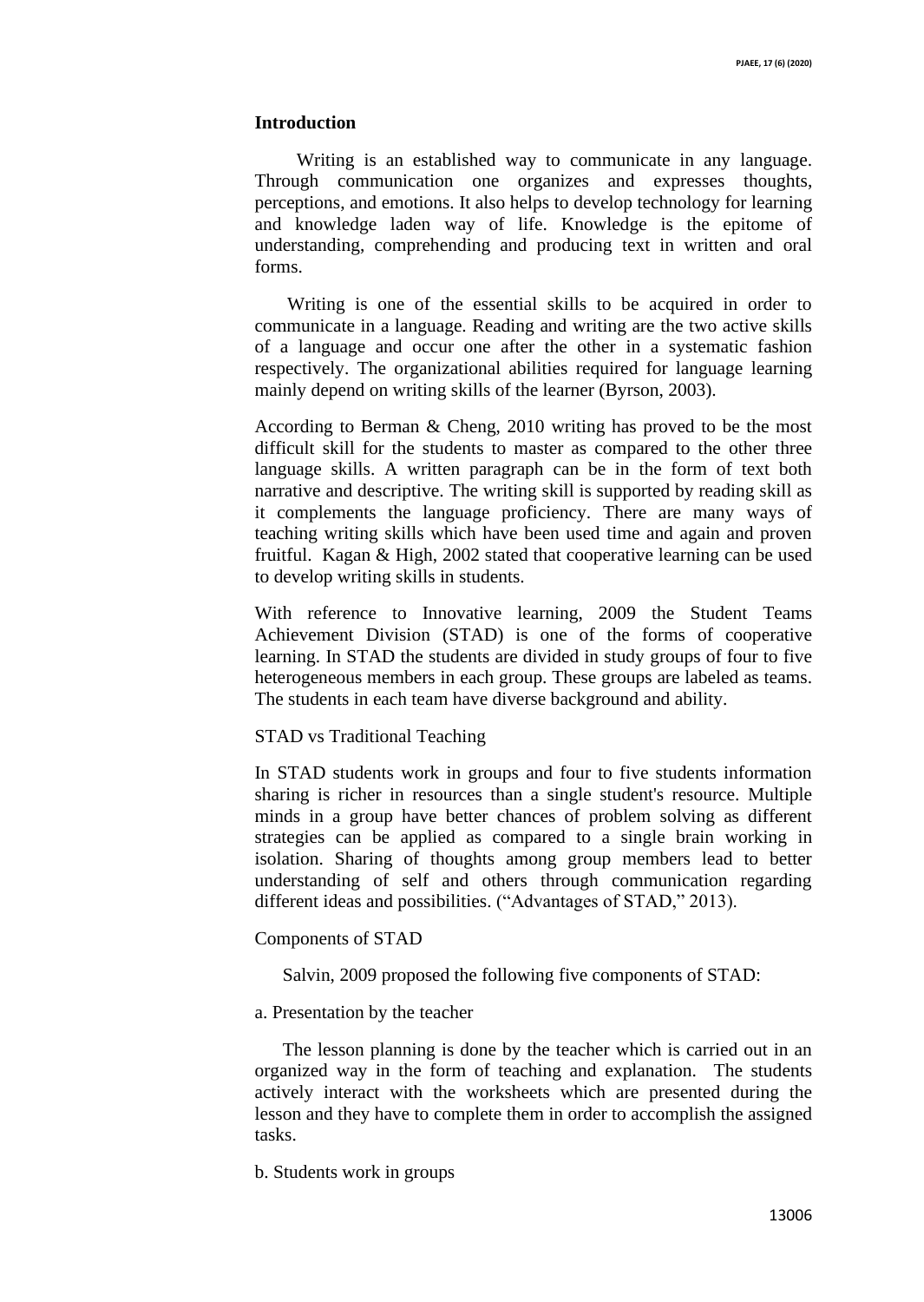## Introduction

Writing is an established way to communicate in any language. Through communication one organizes and expresses thoughts, perceptions, and emotions. It also helps to develop technology for learning and knowledge laden way of life. Knowledge is the epitome of understanding, comprehending and producing text in written and oral forms.

Writing is one of the essential skills to be acquired in order to communicate in a language. Reading and writing are the two active skills of a language and occur one after the other in a systematic fashion respectively. The organizational abilities required for language learning mainly depend on writing skills of the learner (Byrson, 2003).

According to Berman & Cheng, 2010 writing has proved to be the most difficult skill for the students to master as compared to the other three language skills. A written paragraph can be in the form of text both narrative and descriptive. The writing skill is supported by reading skill as it complements the language proficiency. There are many ways of teaching writing skills which have been used time and again and proven fruitful. Kagan & High, 2002 stated that cooperative learning can be used to develop writing skills in students.

With reference to Innovative learning, 2009 the Student Teams Achievement Division (STAD) is one of the forms of cooperative learning. In STAD the students are divided in study groups of four to five heterogeneous members in each group. These groups are labeled as teams. The students in each team have diverse background and ability.

STAD vs Traditional Teaching

In STAD students work in groups and four to five students information sharing is richer in resources than a single student's resource. Multiple minds in a group have better chances of problem solving as different strategies can be applied as compared to a single brain working in isolation. Sharing of thoughts among group members lead to better understanding of self and others through communication regarding different ideas and possibilities. ("Advantages of STAD," 2013).

Components of STAD

Salvin, 2009 proposed the following five components of STAD:

a. Presentation by the teacher

The lesson planning is done by the teacher which is carried out in an organized way in the form of teaching and explanation. The students actively interact with the worksheets which are presented during the lesson and they have to complete them in order to accomplish the assigned tasks.

b. Students work in groups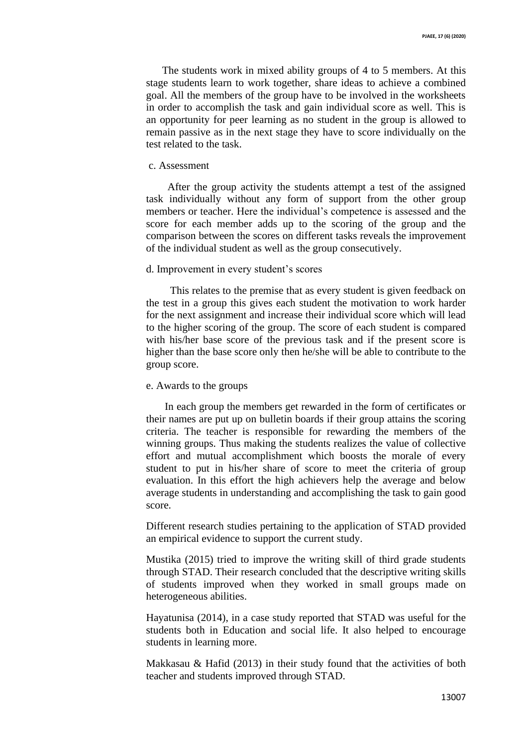The students work in mixed ability groups of 4 to 5 members. At this stage students learn to work together, share ideas to achieve a combined goal. All the members of the group have to be involved in the worksheets in order to accomplish the task and gain individual score as well. This is an opportunity for peer learning as no student in the group is allowed to remain passive as in the next stage they have to score individually on the test related to the task.

c. Assessment

After the group activity the students attempt a test of the assigned task individually without any form of support from the other group members or teacher. Here the individual's competence is assessed and the score for each member adds up to the scoring of the group and the comparison between the scores on different tasks reveals the improvement of the individual student as well as the group consecutively.

d. Improvement in every student's scores

This relates to the premise that as every student is given feedback on the test in a group this gives each student the motivation to work harder for the next assignment and increase their individual score which will lead to the higher scoring of the group. The score of each student is compared with his/her base score of the previous task and if the present score is higher than the base score only then he/she will be able to contribute to the group score.

e. Awards to the groups

In each group the members get rewarded in the form of certificates or their names are put up on bulletin boards if their group attains the scoring criteria. The teacher is responsible for rewarding the members of the winning groups. Thus making the students realizes the value of collective effort and mutual accomplishment which boosts the morale of every student to put in his/her share of score to meet the criteria of group evaluation. In this effort the high achievers help the average and below average students in understanding and accomplishing the task to gain good score.

Different research studies pertaining to the application of STAD provided an empirical evidence to support the current study.

Mustika (2015) tried to improve the writing skill of third grade students through STAD. Their research concluded that the descriptive writing skills of students improved when they worked in small groups made on heterogeneous abilities.

Hayatunisa (2014), in a case study reported that STAD was useful for the students both in Education and social life. It also helped to encourage students in learning more.

Makkasau & Hafid (2013) in their study found that the activities of both teacher and students improved through STAD.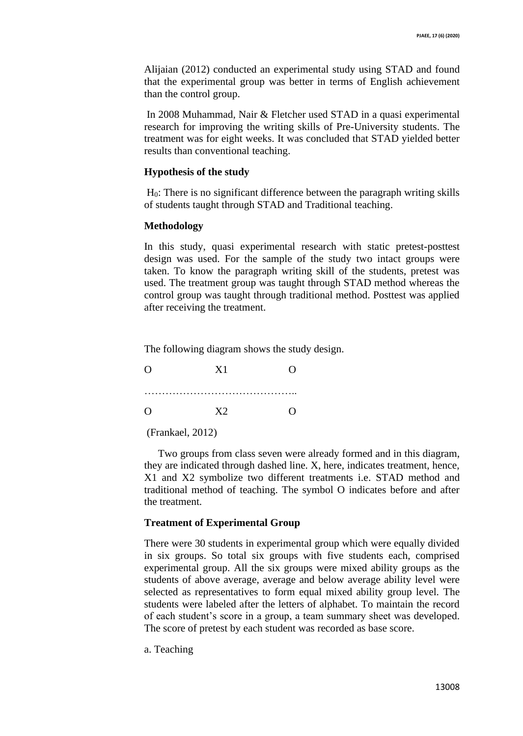Alijaian (2012) conducted an experimental study using STAD and found that the experimental group was better in terms of English achievement than the control group.

In 2008 Muhammad, Nair & Fletcher used STAD in a quasi experimental research for improving the writing skills of Pre-University students. The treatment was for eight weeks. It was concluded that STAD yielded better results than conventional teaching.

**Hypothesis of the study**

$H_0$: There is no significant difference between the paragraph writing skills of students taught through STAD and Traditional teaching.

**Methodology**

In this study, quasi experimental research with static pretest-posttest design was used. For the sample of the study two intact groups were taken. To know the paragraph writing skill of the students, pretest was used. The treatment group was taught through STAD method whereas the control group was taught through traditional method. Posttest was applied after receiving the treatment.

The following diagram shows the study design.

O X1 O

……………………………………..

O X2 O

(Frankael, 2012)

Two groups from class seven were already formed and in this diagram, they are indicated through dashed line. X, here, indicates treatment, hence, X1 and X2 symbolize two different treatments i.e. STAD method and traditional method of teaching. The symbol O indicates before and after the treatment.

**Treatment of Experimental Group**

There were 30 students in experimental group which were equally divided in six groups. So total six groups with five students each, comprised experimental group. All the six groups were mixed ability groups as the students of above average, average and below average ability level were selected as representatives to form equal mixed ability group level. The students were labeled after the letters of alphabet. To maintain the record of each student's score in a group, a team summary sheet was developed. The score of pretest by each student was recorded as base score.

a. Teaching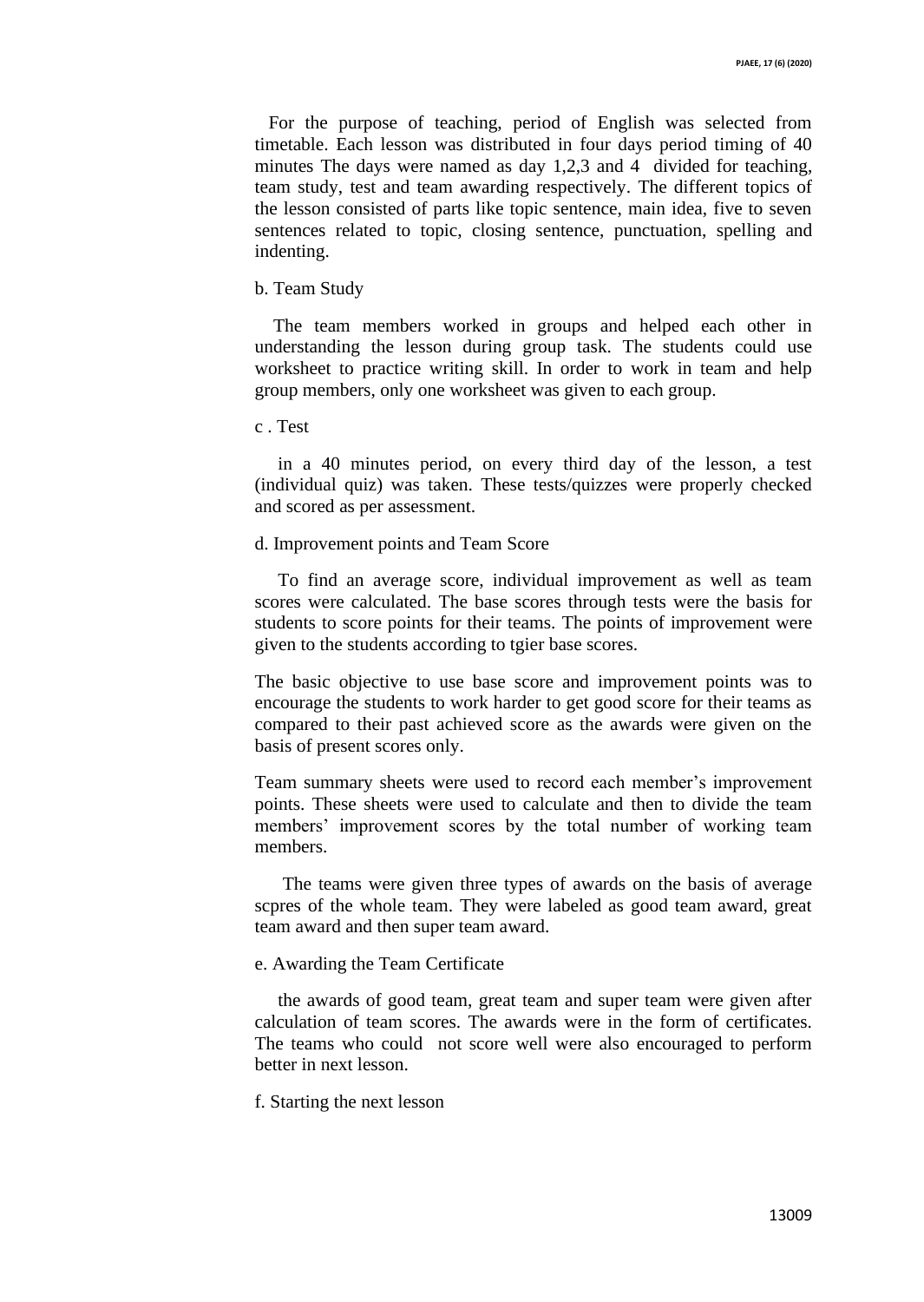For the purpose of teaching, period of English was selected from timetable. Each lesson was distributed in four days period timing of 40 minutes The days were named as day 1,2,3 and 4 divided for teaching, team study, test and team awarding respectively. The different topics of the lesson consisted of parts like topic sentence, main idea, five to seven sentences related to topic, closing sentence, punctuation, spelling and indenting.

b. Team Study

The team members worked in groups and helped each other in understanding the lesson during group task. The students could use worksheet to practice writing skill. In order to work in team and help group members, only one worksheet was given to each group.

c . Test

in a 40 minutes period, on every third day of the lesson, a test (individual quiz) was taken. These tests/quizzes were properly checked and scored as per assessment.

d. Improvement points and Team Score

To find an average score, individual improvement as well as team scores were calculated. The base scores through tests were the basis for students to score points for their teams. The points of improvement were given to the students according to tgier base scores.

The basic objective to use base score and improvement points was to encourage the students to work harder to get good score for their teams as compared to their past achieved score as the awards were given on the basis of present scores only.

Team summary sheets were used to record each member's improvement points. These sheets were used to calculate and then to divide the team members' improvement scores by the total number of working team members.

The teams were given three types of awards on the basis of average scpres of the whole team. They were labeled as good team award, great team award and then super team award.

e. Awarding the Team Certificate

the awards of good team, great team and super team were given after calculation of team scores. The awards were in the form of certificates. The teams who could not score well were also encouraged to perform better in next lesson.

f. Starting the next lesson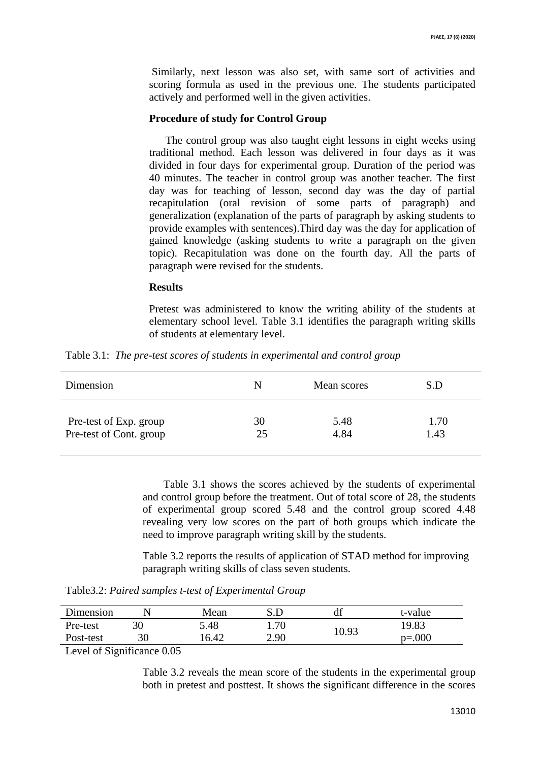Similarly, next lesson was also set, with same sort of activities and scoring formula as used in the previous one. The students participated actively and performed well in the given activities.

**Procedure of study for Control Group**

The control group was also taught eight lessons in eight weeks using traditional method. Each lesson was delivered in four days as it was divided in four days for experimental group. Duration of the period was 40 minutes. The teacher in control group was another teacher. The first day was for teaching of lesson, second day was the day of partial recapitulation (oral revision of some parts of paragraph) and generalization (explanation of the parts of paragraph by asking students to provide examples with sentences).Third day was the day for application of gained knowledge (asking students to write a paragraph on the given topic). Recapitulation was done on the fourth day. All the parts of paragraph were revised for the students.

**Results**

Pretest was administered to know the writing ability of the students at elementary school level. Table 3.1 identifies the paragraph writing skills of students at elementary level.

Table 3.1: *The pre-test scores of students in experimental and control group*

| Dimension | N | Mean scores | S.D |
|---|---|---|---|
| Pre-test of Exp. group | 30 | 5.48 | 1.70 |
| Pre-test of Cont. group | 25 | 4.84 | 1.43 |

Table 3.1 shows the scores achieved by the students of experimental and control group before the treatment. Out of total score of 28, the students of experimental group scored 5.48 and the control group scored 4.48 revealing very low scores on the part of both groups which indicate the need to improve paragraph writing skill by the students.

Table 3.2 reports the results of application of STAD method for improving paragraph writing skills of class seven students.

Table3.2: *Paired samples t-test of Experimental Group*

| Dimension | N | Mean | S.D | df | t-value |
|---|---|---|---|---|---|
| Pre-test | 30 | 5.48 | 1.70 | 10.93 | 19.83 |
| Post-test | 30 | 16.42 | 2.90 | | p=.000 |

Level of Significance 0.05

Table 3.2 reveals the mean score of the students in the experimental group both in pretest and posttest. It shows the significant difference in the scores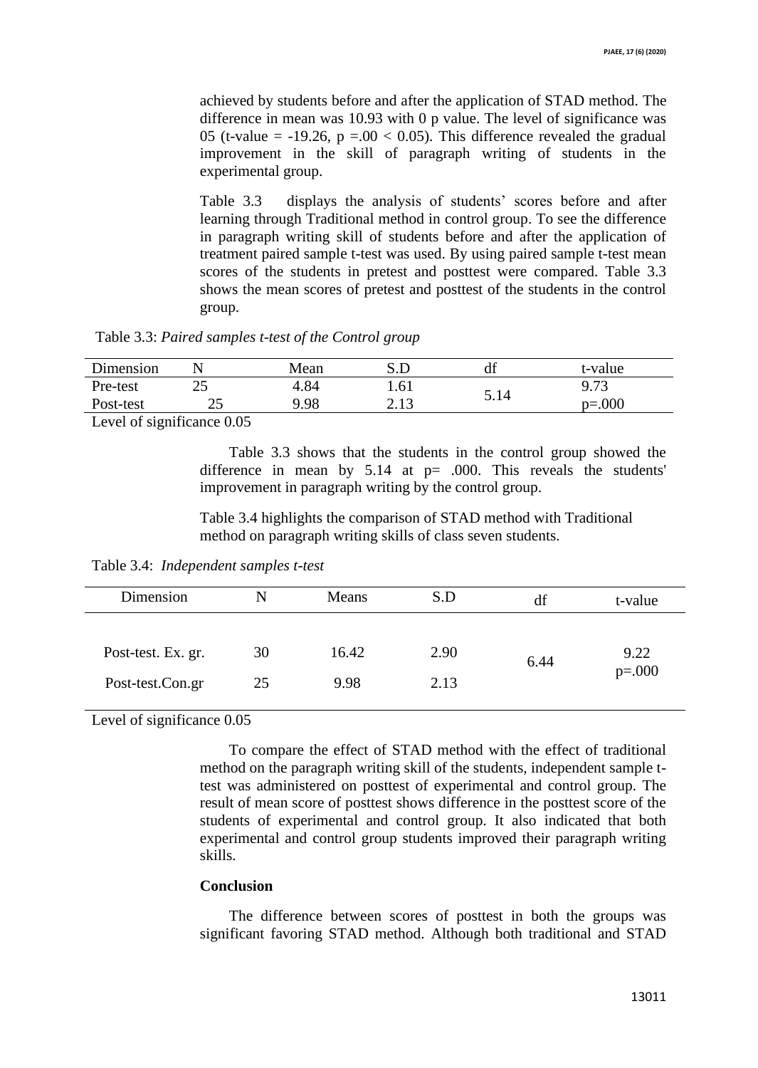achieved by students before and after the application of STAD method. The difference in mean was 10.93 with 0 p value. The level of significance was 05 (t-value = -19.26, $p = .00 < 0.05$). This difference revealed the gradual improvement in the skill of paragraph writing of students in the experimental group.

Table 3.3 displays the analysis of students' scores before and after learning through Traditional method in control group. To see the difference in paragraph writing skill of students before and after the application of treatment paired sample t-test was used. By using paired sample t-test mean scores of the students in pretest and posttest were compared. Table 3.3 shows the mean scores of pretest and posttest of the students in the control group.

Table 3.3: *Paired samples t-test of the Control group*

| Dimension | N | Mean | S.D | df | t-value |
|---|---|---|---|---|---|
| Pre-test | 25 | 4.84 | 1.61 | 5.14 | 9.73 |
| Post-test | 25 | 9.98 | 2.13 | | p=.000 |

Level of significance 0.05

Table 3.3 shows that the students in the control group showed the difference in mean by 5.14 at p= .000. This reveals the students' improvement in paragraph writing by the control group.

Table 3.4 highlights the comparison of STAD method with Traditional method on paragraph writing skills of class seven students.

Table 3.4: *Independent samples t-test*

| Dimension | N | Means | S.D | df | t-value |
|---|---|---|---|---|---|
| Post-test. Ex. gr. | 30 | 16.42 | 2.90 | 6.44 | 9.22 p=.000 |
| Post-test.Con.gr | 25 | 9.98 | 2.13 | | |

Level of significance 0.05

To compare the effect of STAD method with the effect of traditional method on the paragraph writing skill of the students, independent sample t-test was administered on posttest of experimental and control group. The result of mean score of posttest shows difference in the posttest score of the students of experimental and control group. It also indicated that both experimental and control group students improved their paragraph writing skills.

**Conclusion**

The difference between scores of posttest in both the groups was significant favoring STAD method. Although both traditional and STAD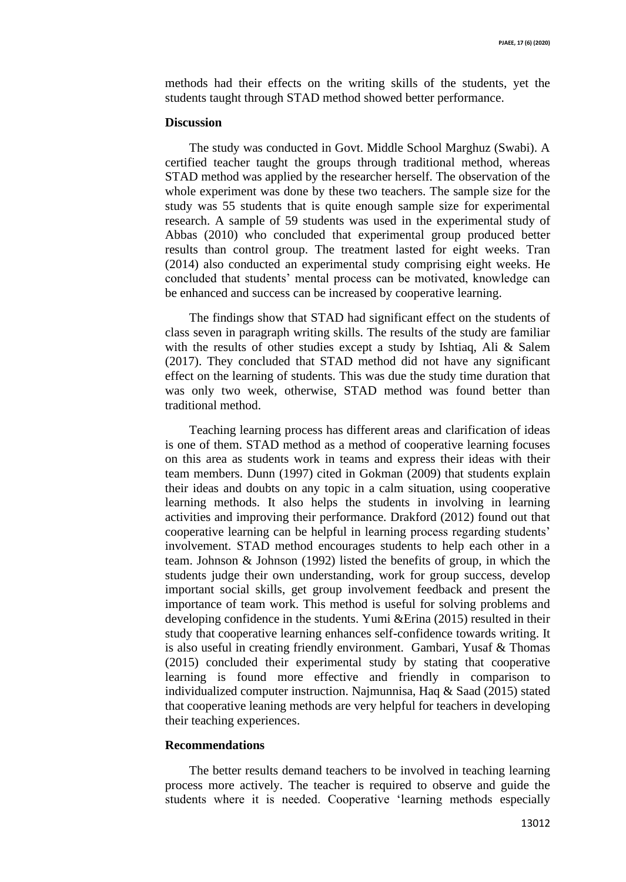methods had their effects on the writing skills of the students, yet the students taught through STAD method showed better performance.

## Discussion

The study was conducted in Govt. Middle School Marghuz (Swabi). A certified teacher taught the groups through traditional method, whereas STAD method was applied by the researcher herself. The observation of the whole experiment was done by these two teachers. The sample size for the study was 55 students that is quite enough sample size for experimental research. A sample of 59 students was used in the experimental study of Abbas (2010) who concluded that experimental group produced better results than control group. The treatment lasted for eight weeks. Tran (2014) also conducted an experimental study comprising eight weeks. He concluded that students' mental process can be motivated, knowledge can be enhanced and success can be increased by cooperative learning.

The findings show that STAD had significant effect on the students of class seven in paragraph writing skills. The results of the study are familiar with the results of other studies except a study by Ishtiaq, Ali & Salem (2017). They concluded that STAD method did not have any significant effect on the learning of students. This was due the study time duration that was only two week, otherwise, STAD method was found better than traditional method.

Teaching learning process has different areas and clarification of ideas is one of them. STAD method as a method of cooperative learning focuses on this area as students work in teams and express their ideas with their team members. Dunn (1997) cited in Gokman (2009) that students explain their ideas and doubts on any topic in a calm situation, using cooperative learning methods. It also helps the students in involving in learning activities and improving their performance. Drakford (2012) found out that cooperative learning can be helpful in learning process regarding students' involvement. STAD method encourages students to help each other in a team. Johnson & Johnson (1992) listed the benefits of group, in which the students judge their own understanding, work for group success, develop important social skills, get group involvement feedback and present the importance of team work. This method is useful for solving problems and developing confidence in the students. Yumi &Erina (2015) resulted in their study that cooperative learning enhances self-confidence towards writing. It is also useful in creating friendly environment. Gambari, Yusaf & Thomas (2015) concluded their experimental study by stating that cooperative learning is found more effective and friendly in comparison to individualized computer instruction. Najmunnisa, Haq & Saad (2015) stated that cooperative leaning methods are very helpful for teachers in developing their teaching experiences.

## Recommendations

The better results demand teachers to be involved in teaching learning process more actively. The teacher is required to observe and guide the students where it is needed. Cooperative 'learning methods especially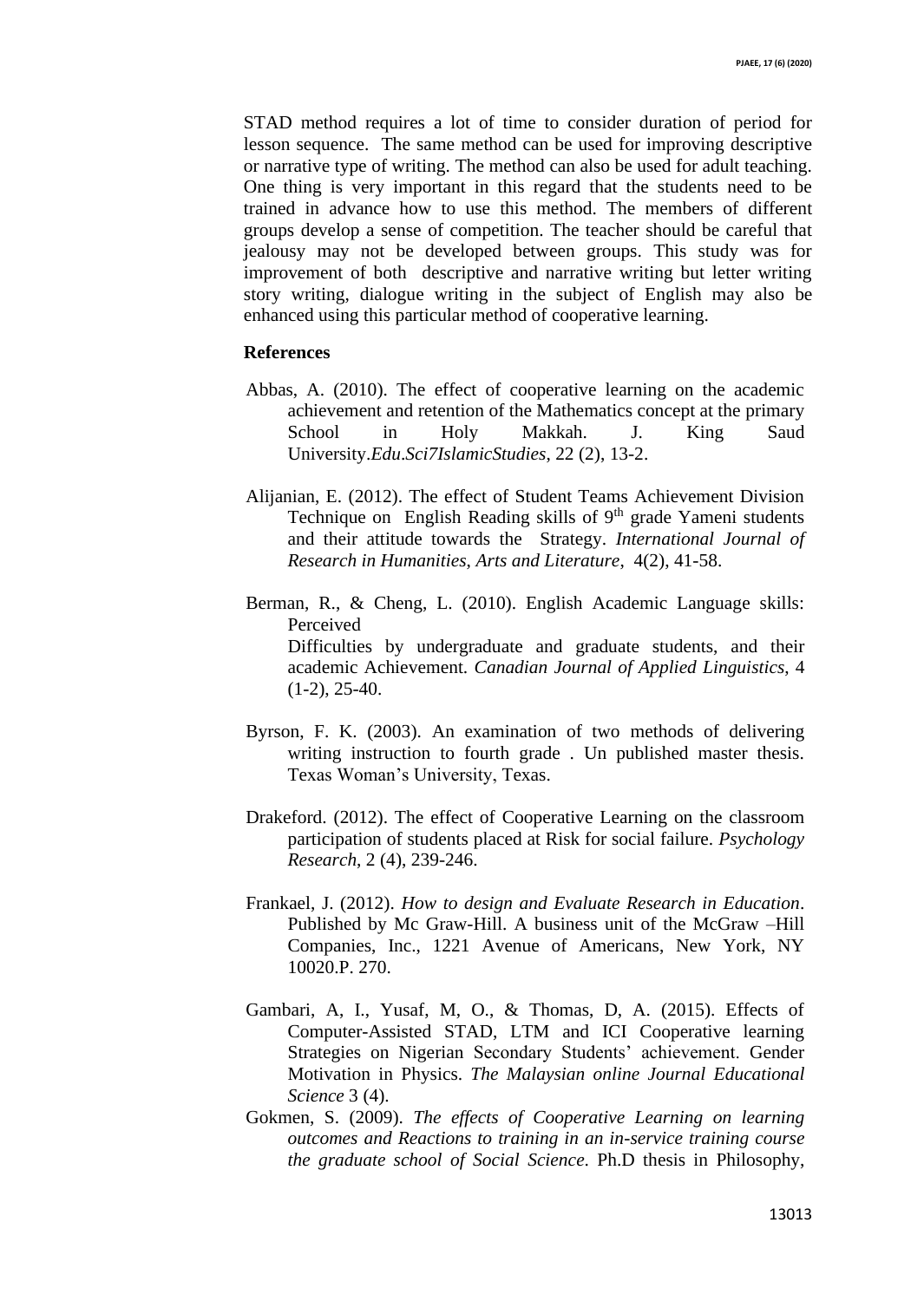STAD method requires a lot of time to consider duration of period for lesson sequence. The same method can be used for improving descriptive or narrative type of writing. The method can also be used for adult teaching. One thing is very important in this regard that the students need to be trained in advance how to use this method. The members of different groups develop a sense of competition. The teacher should be careful that jealousy may not be developed between groups. This study was for improvement of both descriptive and narrative writing but letter writing story writing, dialogue writing in the subject of English may also be enhanced using this particular method of cooperative learning.

## References

Abbas, A. (2010). The effect of cooperative learning on the academic achievement and retention of the Mathematics concept at the primary School in Holy Makkah. J. King Saud University.*Edu.Sci7IslamicStudies*, 22 (2), 13-2.

Alijanian, E. (2012). The effect of Student Teams Achievement Division Technique on English Reading skills of 9th grade Yameni students and their attitude towards the Strategy. *International Journal of Research in Humanities, Arts and Literature*, 4(2), 41-58.

Berman, R., & Cheng, L. (2010). English Academic Language skills: Perceived Difficulties by undergraduate and graduate students, and their academic Achievement. *Canadian Journal of Applied Linguistics*, 4 (1-2), 25-40.

Byrson, F. K. (2003). An examination of two methods of delivering writing instruction to fourth grade . Un published master thesis. Texas Woman's University, Texas.

Drakeford. (2012). The effect of Cooperative Learning on the classroom participation of students placed at Risk for social failure. *Psychology Research*, 2 (4), 239-246.

Frankael, J. (2012). *How to design and Evaluate Research in Education*. Published by Mc Graw-Hill. A business unit of the McGraw –Hill Companies, Inc., 1221 Avenue of Americans, New York, NY 10020.P. 270.

Gambari, A, I., Yusaf, M, O., & Thomas, D, A. (2015). Effects of Computer-Assisted STAD, LTM and ICI Cooperative learning Strategies on Nigerian Secondary Students' achievement. Gender Motivation in Physics. *The Malaysian online Journal Educational Science* 3 (4).

Gokmen, S. (2009). *The effects of Cooperative Learning on learning outcomes and Reactions to training in an in-service training course the graduate school of Social Science*. Ph.D thesis in Philosophy,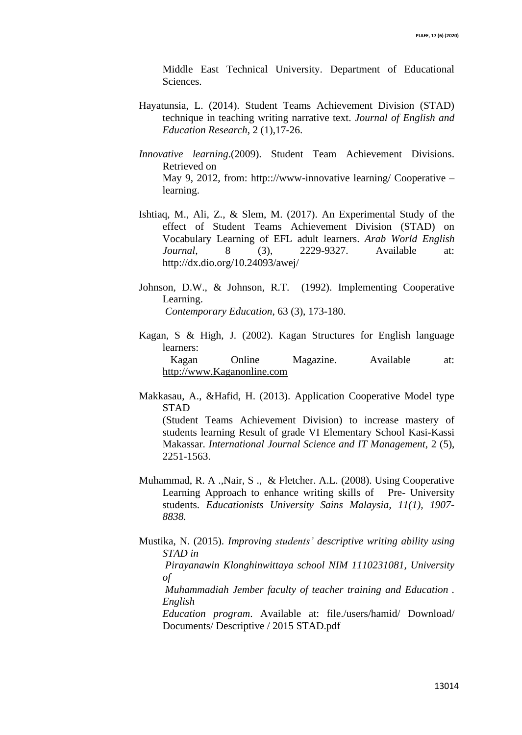Middle East Technical University. Department of Educational Sciences.

Hayatunsia, L. (2014). Student Teams Achievement Division (STAD) technique in teaching writing narrative text. *Journal of English and Education Research*, 2 (1),17-26.

*Innovative learning*.(2009). Student Team Achievement Divisions. Retrieved on May 9, 2012, from: http:://www-innovative learning/ Cooperative – learning.

Ishtiaq, M., Ali, Z., & Slem, M. (2017). An Experimental Study of the effect of Student Teams Achievement Division (STAD) on Vocabulary Learning of EFL adult learners. *Arab World English Journal*, 8 (3), 2229-9327. Available at: http://dx.dio.org/10.24093/awej/

Johnson, D.W., & Johnson, R.T. (1992). Implementing Cooperative Learning. *Contemporary Education*, 63 (3), 173-180.

Kagan, S & High, J. (2002). Kagan Structures for English language learners: Kagan Online Magazine. Available at: http://www.Kaganonline.com

Makkasau, A., &Hafid, H. (2013). Application Cooperative Model type STAD (Student Teams Achievement Division) to increase mastery of students learning Result of grade VI Elementary School Kasi-Kassi Makassar. *International Journal Science and IT Management*, 2 (5), 2251-1563.

Muhammad, R. A .,Nair, S ., & Fletcher. A.L. (2008). Using Cooperative Learning Approach to enhance writing skills of Pre- University students. *Educationists University Sains Malaysia, 11(1), 1907-8838.*

Mustika, N. (2015). *Improving students' descriptive writing ability using STAD in Pirayanawin Klonghinwittaya school NIM 1110231081, University of Muhammadiah Jember faculty of teacher training and Education . English Education program*. Available at: file./users/hamid/ Download/ Documents/ Descriptive / 2015 STAD.pdf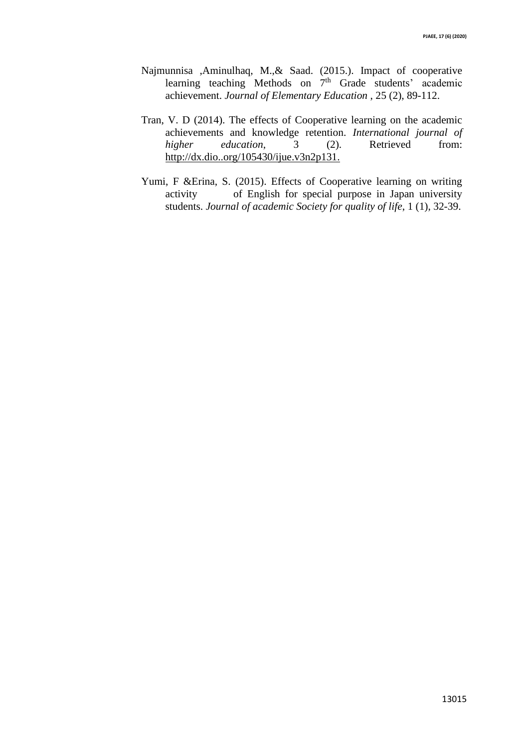Najmunnisa ,Aminulhaq, M.,& Saad. (2015.). Impact of cooperative learning teaching Methods on 7th Grade students' academic achievement. *Journal of Elementary Education* , 25 (2), 89-112.

Tran, V. D (2014). The effects of Cooperative learning on the academic achievements and knowledge retention. *International journal of higher education*, 3 (2). Retrieved from: http://dx.dio..org/105430/ijue.v3n2p131.

Yumi, F &Erina, S. (2015). Effects of Cooperative learning on writing activity of English for special purpose in Japan university students. *Journal of academic Society for quality of life*, 1 (1), 32-39.